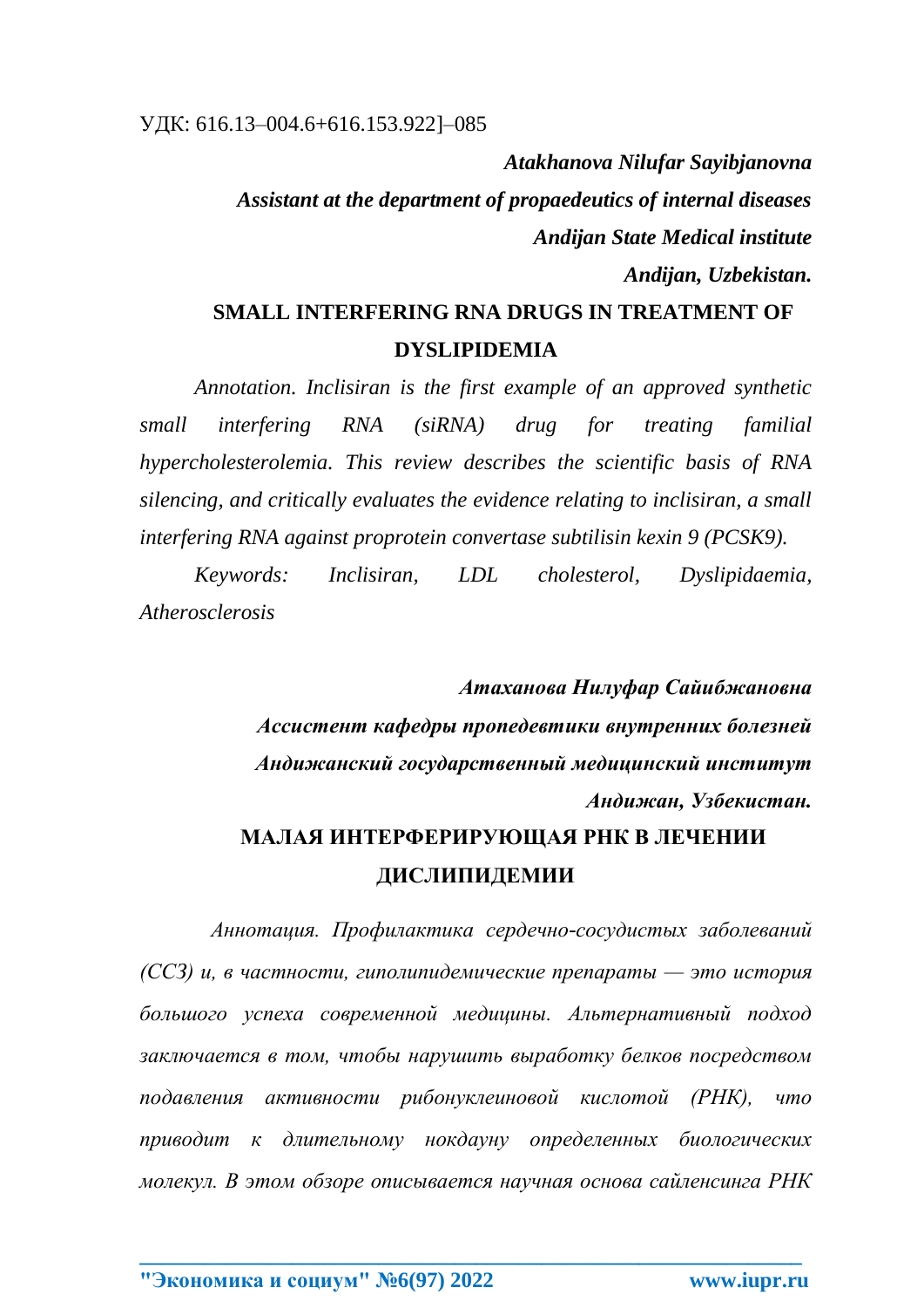УДК: 616.13–004.6+616.153.922]–085

***Atakhanova Nilufar Sayibjanovna***
***Assistant at the department of propaedeutics of internal diseases***
***Andijan State Medical institute***
***Andijan, Uzbekistan.***

## SMALL INTERFERING RNA DRUGS IN TREATMENT OF DYSLIPIDEMIA

*Annotation. Inclisiran is the first example of an approved synthetic small interfering RNA (siRNA) drug for treating familial hypercholesterolemia. This review describes the scientific basis of RNA silencing, and critically evaluates the evidence relating to inclisiran, a small interfering RNA against proprotein convertase subtilisin kexin 9 (PCSK9).*

*Keywords: Inclisiran, LDL cholesterol, Dyslipidaemia, Atherosclerosis*

***Атаханова Нилуфар Сайибжановна***
***Ассистент кафедры пропедевтики внутренних болезней***
***Андижанский государственный медицинский институт***
***Андижан, Узбекистан.***

## МАЛАЯ ИНТЕРФЕРИРУЮЩАЯ РНК В ЛЕЧЕНИИ ДИСЛИПИДЕМИИ

*Аннотация. Профилактика сердечно-сосудистых заболеваний (ССЗ) и, в частности, гиполипидемические препараты — это история большого успеха современной медицины. Альтернативный подход заключается в том, чтобы нарушить выработку белков посредством подавления активности рибонуклеиновой кислотой (РНК), что приводит к длительному нокдауну определенных биологических молекул. В этом обзоре описывается научная основа сайленсинга РНК*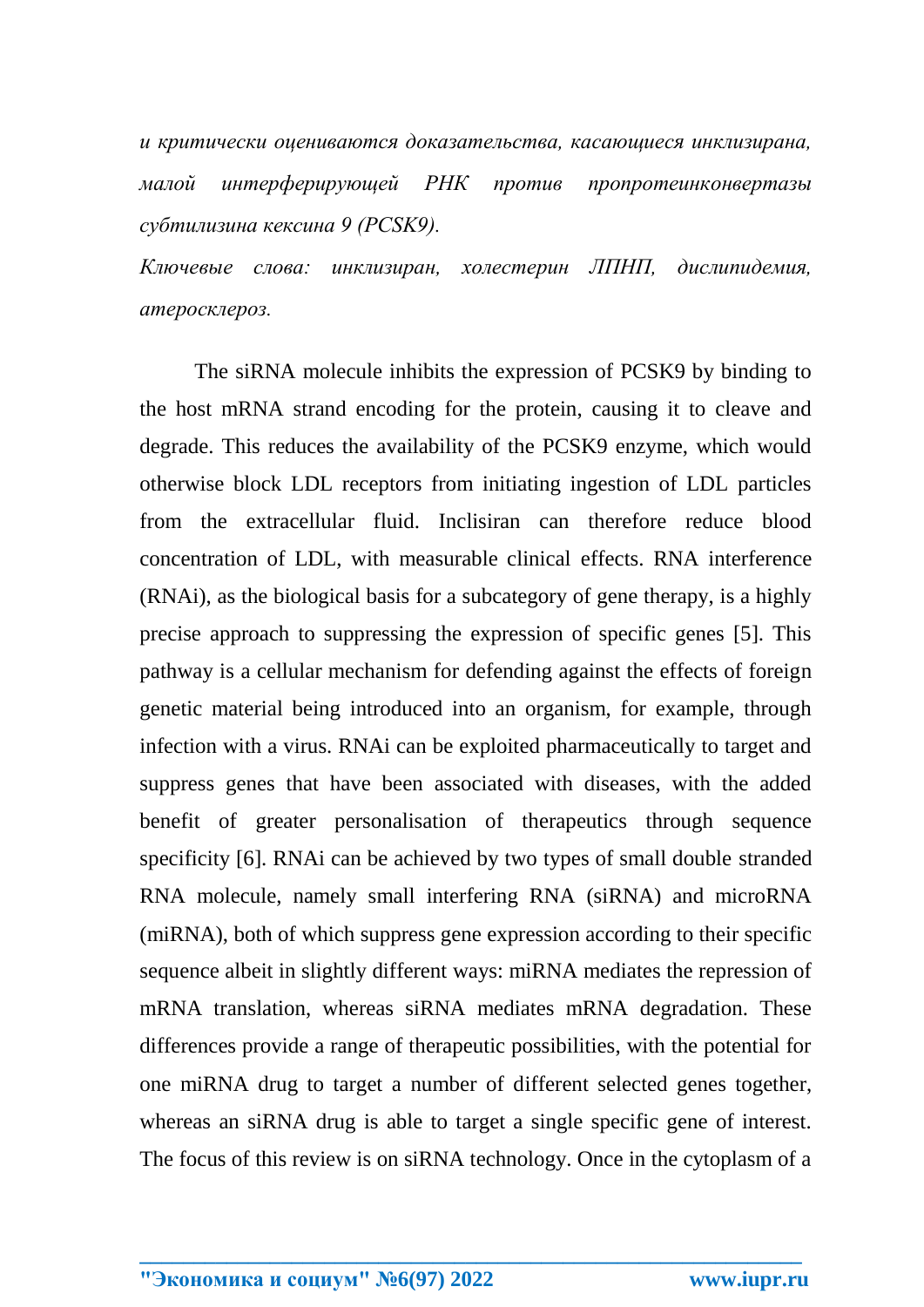*и критически оцениваются доказательства, касающиеся инклизирана, малой интерферирующей РНК против пропротеинконвертазы субтилизина кексина 9 (PCSK9).*

*Ключевые слова: инклизиран, холестерин ЛПНП, дислипидемия, атеросклероз.*

The siRNA molecule inhibits the expression of PCSK9 by binding to the host mRNA strand encoding for the protein, causing it to cleave and degrade. This reduces the availability of the PCSK9 enzyme, which would otherwise block LDL receptors from initiating ingestion of LDL particles from the extracellular fluid. Inclisiran can therefore reduce blood concentration of LDL, with measurable clinical effects. RNA interference (RNAi), as the biological basis for a subcategory of gene therapy, is a highly precise approach to suppressing the expression of specific genes [5]. This pathway is a cellular mechanism for defending against the effects of foreign genetic material being introduced into an organism, for example, through infection with a virus. RNAi can be exploited pharmaceutically to target and suppress genes that have been associated with diseases, with the added benefit of greater personalisation of therapeutics through sequence specificity [6]. RNAi can be achieved by two types of small double stranded RNA molecule, namely small interfering RNA (siRNA) and microRNA (miRNA), both of which suppress gene expression according to their specific sequence albeit in slightly different ways: miRNA mediates the repression of mRNA translation, whereas siRNA mediates mRNA degradation. These differences provide a range of therapeutic possibilities, with the potential for one miRNA drug to target a number of different selected genes together, whereas an siRNA drug is able to target a single specific gene of interest. The focus of this review is on siRNA technology. Once in the cytoplasm of a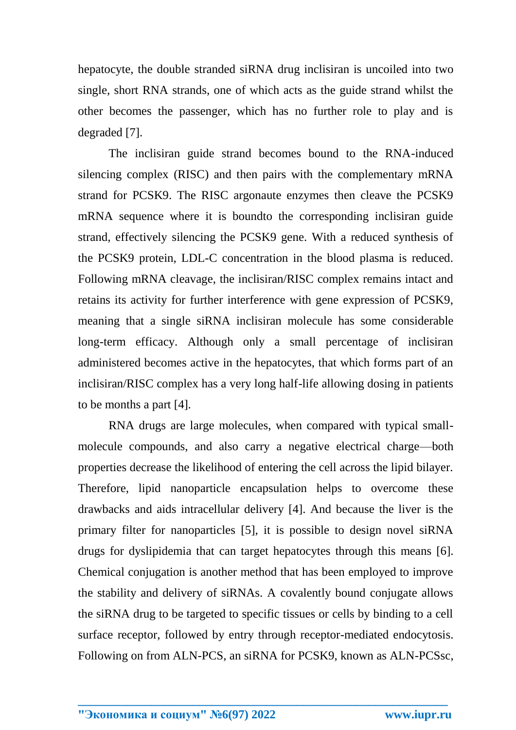hepatocyte, the double stranded siRNA drug inclisiran is uncoiled into two single, short RNA strands, one of which acts as the guide strand whilst the other becomes the passenger, which has no further role to play and is degraded [7].

The inclisiran guide strand becomes bound to the RNA-induced silencing complex (RISC) and then pairs with the complementary mRNA strand for PCSK9. The RISC argonaute enzymes then cleave the PCSK9 mRNA sequence where it is boundto the corresponding inclisiran guide strand, effectively silencing the PCSK9 gene. With a reduced synthesis of the PCSK9 protein, LDL-C concentration in the blood plasma is reduced. Following mRNA cleavage, the inclisiran/RISC complex remains intact and retains its activity for further interference with gene expression of PCSK9, meaning that a single siRNA inclisiran molecule has some considerable long-term efficacy. Although only a small percentage of inclisiran administered becomes active in the hepatocytes, that which forms part of an inclisiran/RISC complex has a very long half-life allowing dosing in patients to be months a part [4].

RNA drugs are large molecules, when compared with typical small-molecule compounds, and also carry a negative electrical charge—both properties decrease the likelihood of entering the cell across the lipid bilayer. Therefore, lipid nanoparticle encapsulation helps to overcome these drawbacks and aids intracellular delivery [4]. And because the liver is the primary filter for nanoparticles [5], it is possible to design novel siRNA drugs for dyslipidemia that can target hepatocytes through this means [6]. Chemical conjugation is another method that has been employed to improve the stability and delivery of siRNAs. A covalently bound conjugate allows the siRNA drug to be targeted to specific tissues or cells by binding to a cell surface receptor, followed by entry through receptor-mediated endocytosis. Following on from ALN-PCS, an siRNA for PCSK9, known as ALN-PCSsc,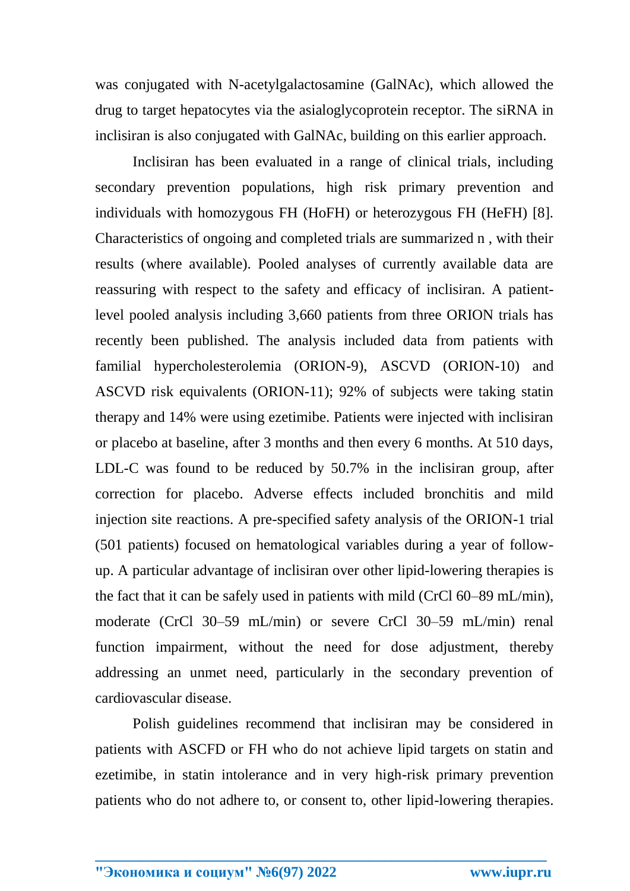was conjugated with N-acetylgalactosamine (GalNAc), which allowed the drug to target hepatocytes via the asialoglycoprotein receptor. The siRNA in inclisiran is also conjugated with GalNAc, building on this earlier approach.

Inclisiran has been evaluated in a range of clinical trials, including secondary prevention populations, high risk primary prevention and individuals with homozygous FH (HoFH) or heterozygous FH (HeFH) [8]. Characteristics of ongoing and completed trials are summarized n , with their results (where available). Pooled analyses of currently available data are reassuring with respect to the safety and efficacy of inclisiran. A patient-level pooled analysis including 3,660 patients from three ORION trials has recently been published. The analysis included data from patients with familial hypercholesterolemia (ORION-9), ASCVD (ORION-10) and ASCVD risk equivalents (ORION-11); 92% of subjects were taking statin therapy and 14% were using ezetimibe. Patients were injected with inclisiran or placebo at baseline, after 3 months and then every 6 months. At 510 days, LDL-C was found to be reduced by 50.7% in the inclisiran group, after correction for placebo. Adverse effects included bronchitis and mild injection site reactions. A pre-specified safety analysis of the ORION-1 trial (501 patients) focused on hematological variables during a year of follow-up. A particular advantage of inclisiran over other lipid-lowering therapies is the fact that it can be safely used in patients with mild (CrCl 60–89 mL/min), moderate (CrCl 30–59 mL/min) or severe CrCl 30–59 mL/min) renal function impairment, without the need for dose adjustment, thereby addressing an unmet need, particularly in the secondary prevention of cardiovascular disease.

Polish guidelines recommend that inclisiran may be considered in patients with ASCFD or FH who do not achieve lipid targets on statin and ezetimibe, in statin intolerance and in very high-risk primary prevention patients who do not adhere to, or consent to, other lipid-lowering therapies.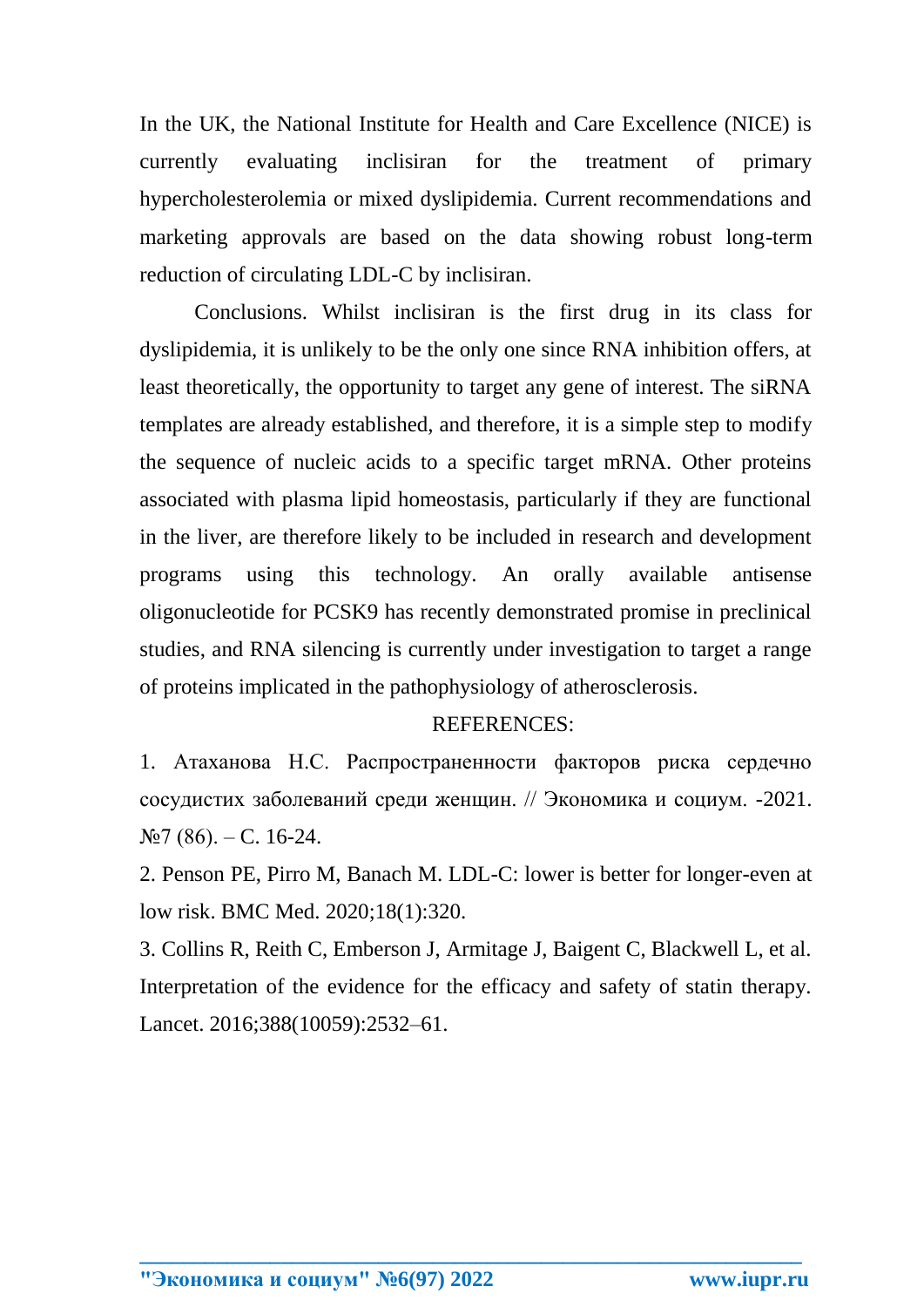In the UK, the National Institute for Health and Care Excellence (NICE) is currently evaluating inclisiran for the treatment of primary hypercholesterolemia or mixed dyslipidemia. Current recommendations and marketing approvals are based on the data showing robust long-term reduction of circulating LDL-C by inclisiran.

Conclusions. Whilst inclisiran is the first drug in its class for dyslipidemia, it is unlikely to be the only one since RNA inhibition offers, at least theoretically, the opportunity to target any gene of interest. The siRNA templates are already established, and therefore, it is a simple step to modify the sequence of nucleic acids to a specific target mRNA. Other proteins associated with plasma lipid homeostasis, particularly if they are functional in the liver, are therefore likely to be included in research and development programs using this technology. An orally available antisense oligonucleotide for PCSK9 has recently demonstrated promise in preclinical studies, and RNA silencing is currently under investigation to target a range of proteins implicated in the pathophysiology of atherosclerosis.

## REFERENCES:

1. Атаханова Н.С. Распространенности факторов риска сердечно сосудистих заболеваний среди женщин. // Экономика и социум. -2021. №7 (86). – С. 16-24.
2. Penson PE, Pirro M, Banach M. LDL-C: lower is better for longer-even at low risk. BMC Med. 2020;18(1):320.
3. Collins R, Reith C, Emberson J, Armitage J, Baigent C, Blackwell L, et al. Interpretation of the evidence for the efficacy and safety of statin therapy. Lancet. 2016;388(10059):2532–61.